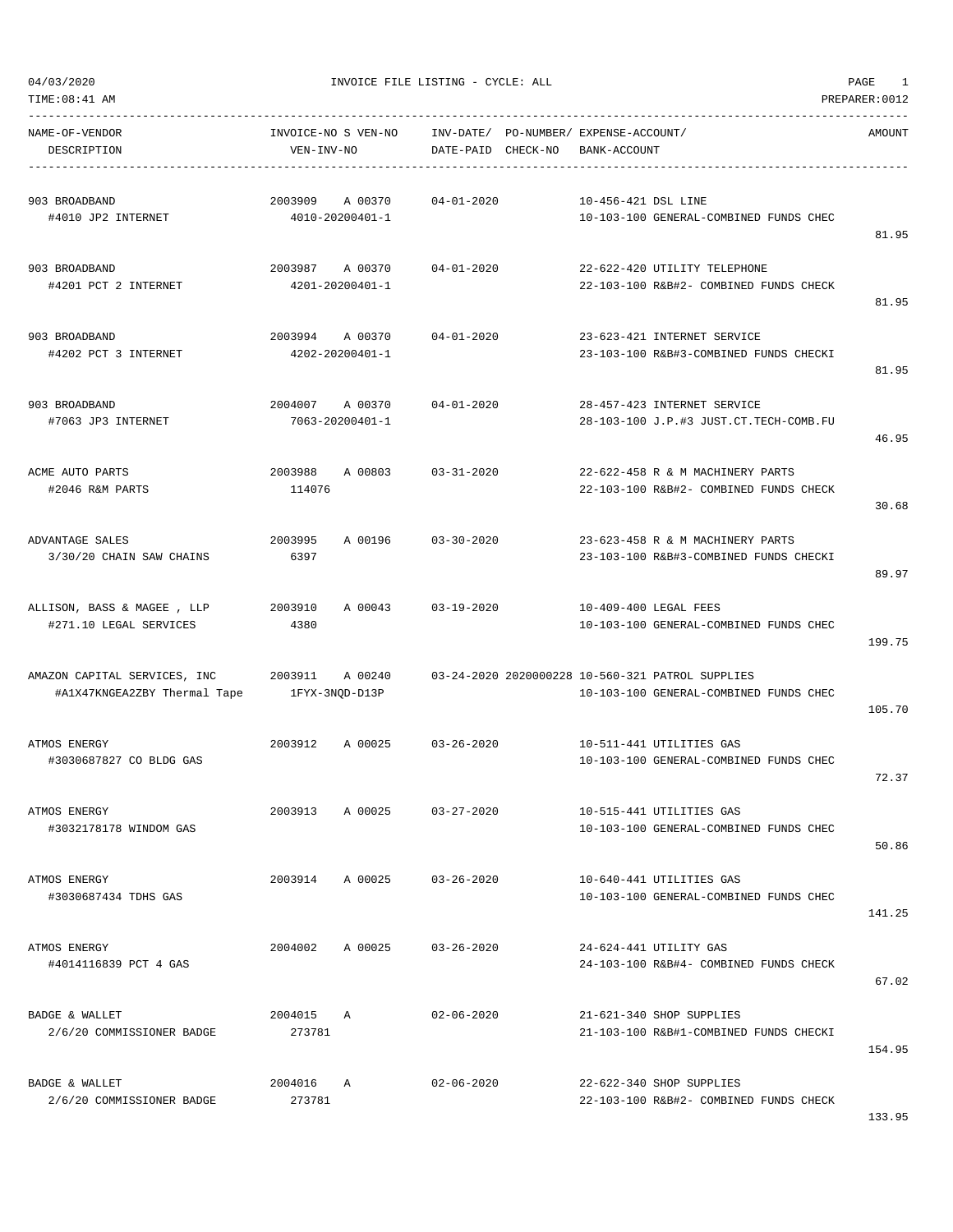04/03/2020 INVOICE FILE LISTING - CYCLE: ALL

TIME:08:41 AM PREPARER:0012

| NAME-OF-VENDOR / DESCRIPTION | INVOICE-NO S VEN-NO / VEN-INV-NO | INV-DATE/ DATE-PAID | PO-NUMBER/ CHECK-NO | EXPENSE-ACCOUNT/ BANK-ACCOUNT | AMOUNT |
|---|---|---|---|---|---|
| 903 BROADBAND<br>#4010 JP2 INTERNET | 2003909 A 00370<br>4010-20200401-1 | 04-01-2020 | | 10-456-421 DSL LINE<br>10-103-100 GENERAL-COMBINED FUNDS CHEC | 81.95 |
| 903 BROADBAND<br>#4201 PCT 2 INTERNET | 2003987 A 00370<br>4201-20200401-1 | 04-01-2020 | | 22-622-420 UTILITY TELEPHONE<br>22-103-100 R&B#2- COMBINED FUNDS CHECK | 81.95 |
| 903 BROADBAND<br>#4202 PCT 3 INTERNET | 2003994 A 00370<br>4202-20200401-1 | 04-01-2020 | | 23-623-421 INTERNET SERVICE<br>23-103-100 R&B#3-COMBINED FUNDS CHECKI | 81.95 |
| 903 BROADBAND<br>#7063 JP3 INTERNET | 2004007 A 00370<br>7063-20200401-1 | 04-01-2020 | | 28-457-423 INTERNET SERVICE<br>28-103-100 J.P.#3 JUST.CT.TECH-COMB.FU | 46.95 |
| ACME AUTO PARTS<br>#2046 R&M PARTS | 2003988 A 00803<br>114076 | 03-31-2020 | | 22-622-458 R & M MACHINERY PARTS<br>22-103-100 R&B#2- COMBINED FUNDS CHECK | 30.68 |
| ADVANTAGE SALES<br>3/30/20 CHAIN SAW CHAINS | 2003995 A 00196<br>6397 | 03-30-2020 | | 23-623-458 R & M MACHINERY PARTS<br>23-103-100 R&B#3-COMBINED FUNDS CHECKI | 89.97 |
| ALLISON, BASS & MAGEE , LLP<br>#271.10 LEGAL SERVICES | 2003910 A 00043<br>4380 | 03-19-2020 | | 10-409-400 LEGAL FEES<br>10-103-100 GENERAL-COMBINED FUNDS CHEC | 199.75 |
| AMAZON CAPITAL SERVICES, INC<br>#A1X47KNGEA2ZBY Thermal Tape | 2003911 A 00240<br>1FYX-3NQD-D13P | 03-24-2020 | 2020000228 | 10-560-321 PATROL SUPPLIES<br>10-103-100 GENERAL-COMBINED FUNDS CHEC | 105.70 |
| ATMOS ENERGY<br>#3030687827 CO BLDG GAS | 2003912 A 00025 | 03-26-2020 | | 10-511-441 UTILITIES GAS<br>10-103-100 GENERAL-COMBINED FUNDS CHEC | 72.37 |
| ATMOS ENERGY<br>#3032178178 WINDOM GAS | 2003913 A 00025 | 03-27-2020 | | 10-515-441 UTILITIES GAS<br>10-103-100 GENERAL-COMBINED FUNDS CHEC | 50.86 |
| ATMOS ENERGY<br>#3030687434 TDHS GAS | 2003914 A 00025 | 03-26-2020 | | 10-640-441 UTILITIES GAS<br>10-103-100 GENERAL-COMBINED FUNDS CHEC | 141.25 |
| ATMOS ENERGY<br>#4014116839 PCT 4 GAS | 2004002 A 00025 | 03-26-2020 | | 24-624-441 UTILITY GAS<br>24-103-100 R&B#4- COMBINED FUNDS CHECK | 67.02 |
| BADGE & WALLET<br>2/6/20 COMMISSIONER BADGE | 2004015 A<br>273781 | 02-06-2020 | | 21-621-340 SHOP SUPPLIES<br>21-103-100 R&B#1-COMBINED FUNDS CHECKI | 154.95 |
| BADGE & WALLET<br>2/6/20 COMMISSIONER BADGE | 2004016 A<br>273781 | 02-06-2020 | | 22-622-340 SHOP SUPPLIES<br>22-103-100 R&B#2- COMBINED FUNDS CHECK | 133.95 |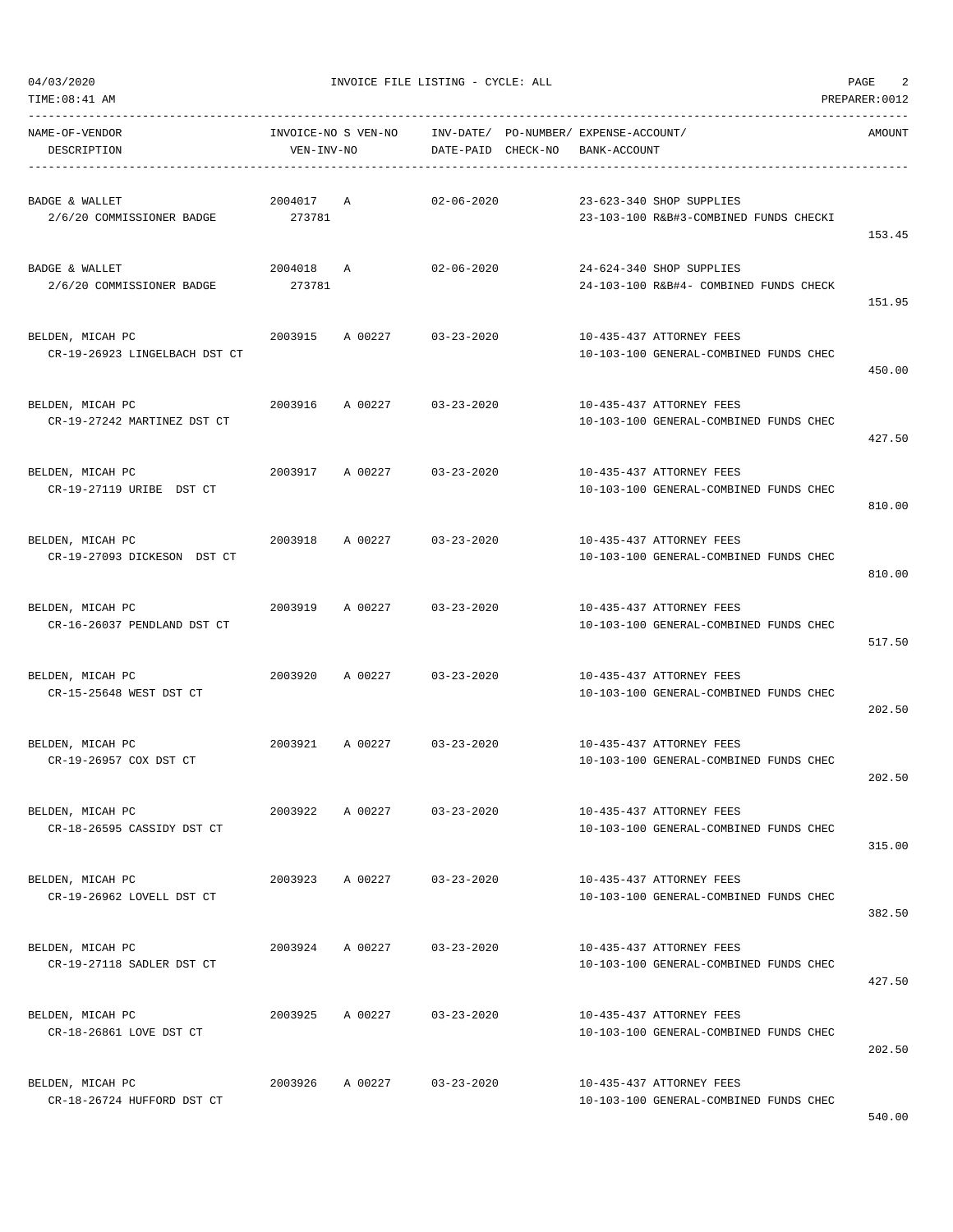04/03/2020 INVOICE FILE LISTING - CYCLE: ALL

TIME:08:41 AM PREPARER:0012

| NAME-OF-VENDOR / DESCRIPTION | INVOICE-NO / VEN-INV-NO | S | VEN-NO | INV-DATE/ DATE-PAID | PO-NUMBER/ CHECK-NO | EXPENSE-ACCOUNT/ BANK-ACCOUNT | AMOUNT |
|---|---|---|---|---|---|---|---|
| BADGE & WALLET<br>2/6/20 COMMISSIONER BADGE | 2004017<br>273781 | A | | 02-06-2020 | | 23-623-340 SHOP SUPPLIES<br>23-103-100 R&B#3-COMBINED FUNDS CHECKI | 153.45 |
| BADGE & WALLET<br>2/6/20 COMMISSIONER BADGE | 2004018<br>273781 | A | | 02-06-2020 | | 24-624-340 SHOP SUPPLIES<br>24-103-100 R&B#4- COMBINED FUNDS CHECK | 151.95 |
| BELDEN, MICAH PC<br>CR-19-26923 LINGELBACH DST CT | 2003915 | A | 00227 | 03-23-2020 | | 10-435-437 ATTORNEY FEES<br>10-103-100 GENERAL-COMBINED FUNDS CHEC | 450.00 |
| BELDEN, MICAH PC<br>CR-19-27242 MARTINEZ DST CT | 2003916 | A | 00227 | 03-23-2020 | | 10-435-437 ATTORNEY FEES<br>10-103-100 GENERAL-COMBINED FUNDS CHEC | 427.50 |
| BELDEN, MICAH PC<br>CR-19-27119 URIBE DST CT | 2003917 | A | 00227 | 03-23-2020 | | 10-435-437 ATTORNEY FEES<br>10-103-100 GENERAL-COMBINED FUNDS CHEC | 810.00 |
| BELDEN, MICAH PC<br>CR-19-27093 DICKESON DST CT | 2003918 | A | 00227 | 03-23-2020 | | 10-435-437 ATTORNEY FEES<br>10-103-100 GENERAL-COMBINED FUNDS CHEC | 810.00 |
| BELDEN, MICAH PC<br>CR-16-26037 PENDLAND DST CT | 2003919 | A | 00227 | 03-23-2020 | | 10-435-437 ATTORNEY FEES<br>10-103-100 GENERAL-COMBINED FUNDS CHEC | 517.50 |
| BELDEN, MICAH PC<br>CR-15-25648 WEST DST CT | 2003920 | A | 00227 | 03-23-2020 | | 10-435-437 ATTORNEY FEES<br>10-103-100 GENERAL-COMBINED FUNDS CHEC | 202.50 |
| BELDEN, MICAH PC<br>CR-19-26957 COX DST CT | 2003921 | A | 00227 | 03-23-2020 | | 10-435-437 ATTORNEY FEES<br>10-103-100 GENERAL-COMBINED FUNDS CHEC | 202.50 |
| BELDEN, MICAH PC<br>CR-18-26595 CASSIDY DST CT | 2003922 | A | 00227 | 03-23-2020 | | 10-435-437 ATTORNEY FEES<br>10-103-100 GENERAL-COMBINED FUNDS CHEC | 315.00 |
| BELDEN, MICAH PC<br>CR-19-26962 LOVELL DST CT | 2003923 | A | 00227 | 03-23-2020 | | 10-435-437 ATTORNEY FEES<br>10-103-100 GENERAL-COMBINED FUNDS CHEC | 382.50 |
| BELDEN, MICAH PC<br>CR-19-27118 SADLER DST CT | 2003924 | A | 00227 | 03-23-2020 | | 10-435-437 ATTORNEY FEES<br>10-103-100 GENERAL-COMBINED FUNDS CHEC | 427.50 |
| BELDEN, MICAH PC<br>CR-18-26861 LOVE DST CT | 2003925 | A | 00227 | 03-23-2020 | | 10-435-437 ATTORNEY FEES<br>10-103-100 GENERAL-COMBINED FUNDS CHEC | 202.50 |
| BELDEN, MICAH PC<br>CR-18-26724 HUFFORD DST CT | 2003926 | A | 00227 | 03-23-2020 | | 10-435-437 ATTORNEY FEES<br>10-103-100 GENERAL-COMBINED FUNDS CHEC | 540.00 |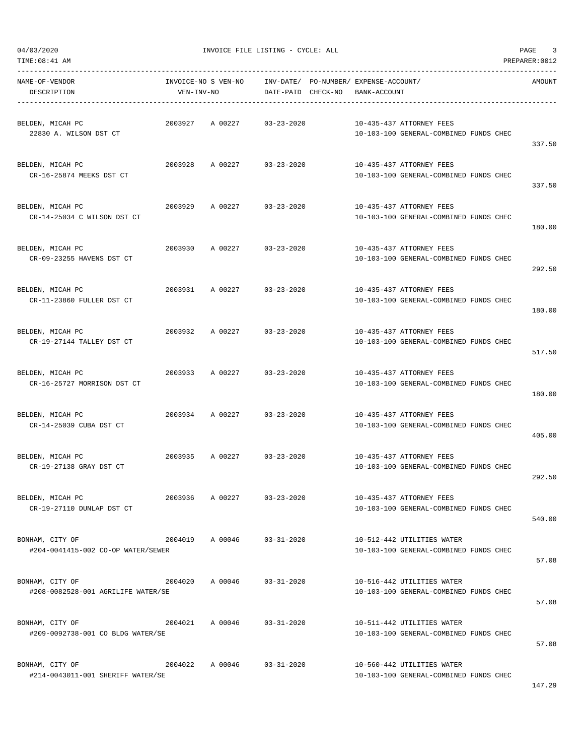04/03/2020 INVOICE FILE LISTING - CYCLE: ALL

TIME:08:41 AM PREPARER:0012

| NAME-OF-VENDOR / DESCRIPTION | INVOICE-NO | S VEN-NO / VEN-INV-NO | INV-DATE/ DATE-PAID | PO-NUMBER/ CHECK-NO | EXPENSE-ACCOUNT/ BANK-ACCOUNT | AMOUNT |
|---|---|---|---|---|---|---|
| BELDEN, MICAH PC<br>22830 A. WILSON DST CT | 2003927 | A 00227 | 03-23-2020 | | 10-435-437 ATTORNEY FEES<br>10-103-100 GENERAL-COMBINED FUNDS CHEC | 337.50 |
| BELDEN, MICAH PC<br>CR-16-25874 MEEKS DST CT | 2003928 | A 00227 | 03-23-2020 | | 10-435-437 ATTORNEY FEES<br>10-103-100 GENERAL-COMBINED FUNDS CHEC | 337.50 |
| BELDEN, MICAH PC<br>CR-14-25034 C WILSON DST CT | 2003929 | A 00227 | 03-23-2020 | | 10-435-437 ATTORNEY FEES<br>10-103-100 GENERAL-COMBINED FUNDS CHEC | 180.00 |
| BELDEN, MICAH PC<br>CR-09-23255 HAVENS DST CT | 2003930 | A 00227 | 03-23-2020 | | 10-435-437 ATTORNEY FEES<br>10-103-100 GENERAL-COMBINED FUNDS CHEC | 292.50 |
| BELDEN, MICAH PC<br>CR-11-23860 FULLER DST CT | 2003931 | A 00227 | 03-23-2020 | | 10-435-437 ATTORNEY FEES<br>10-103-100 GENERAL-COMBINED FUNDS CHEC | 180.00 |
| BELDEN, MICAH PC<br>CR-19-27144 TALLEY DST CT | 2003932 | A 00227 | 03-23-2020 | | 10-435-437 ATTORNEY FEES<br>10-103-100 GENERAL-COMBINED FUNDS CHEC | 517.50 |
| BELDEN, MICAH PC<br>CR-16-25727 MORRISON DST CT | 2003933 | A 00227 | 03-23-2020 | | 10-435-437 ATTORNEY FEES<br>10-103-100 GENERAL-COMBINED FUNDS CHEC | 180.00 |
| BELDEN, MICAH PC<br>CR-14-25039 CUBA DST CT | 2003934 | A 00227 | 03-23-2020 | | 10-435-437 ATTORNEY FEES<br>10-103-100 GENERAL-COMBINED FUNDS CHEC | 405.00 |
| BELDEN, MICAH PC<br>CR-19-27138 GRAY DST CT | 2003935 | A 00227 | 03-23-2020 | | 10-435-437 ATTORNEY FEES<br>10-103-100 GENERAL-COMBINED FUNDS CHEC | 292.50 |
| BELDEN, MICAH PC<br>CR-19-27110 DUNLAP DST CT | 2003936 | A 00227 | 03-23-2020 | | 10-435-437 ATTORNEY FEES<br>10-103-100 GENERAL-COMBINED FUNDS CHEC | 540.00 |
| BONHAM, CITY OF<br>#204-0041415-002 CO-OP WATER/SEWER | 2004019 | A 00046 | 03-31-2020 | | 10-512-442 UTILITIES WATER<br>10-103-100 GENERAL-COMBINED FUNDS CHEC | 57.08 |
| BONHAM, CITY OF<br>#208-0082528-001 AGRILIFE WATER/SE | 2004020 | A 00046 | 03-31-2020 | | 10-516-442 UTILITIES WATER<br>10-103-100 GENERAL-COMBINED FUNDS CHEC | 57.08 |
| BONHAM, CITY OF<br>#209-0092738-001 CO BLDG WATER/SE | 2004021 | A 00046 | 03-31-2020 | | 10-511-442 UTILITIES WATER<br>10-103-100 GENERAL-COMBINED FUNDS CHEC | 57.08 |
| BONHAM, CITY OF<br>#214-0043011-001 SHERIFF WATER/SE | 2004022 | A 00046 | 03-31-2020 | | 10-560-442 UTILITIES WATER<br>10-103-100 GENERAL-COMBINED FUNDS CHEC | 147.29 |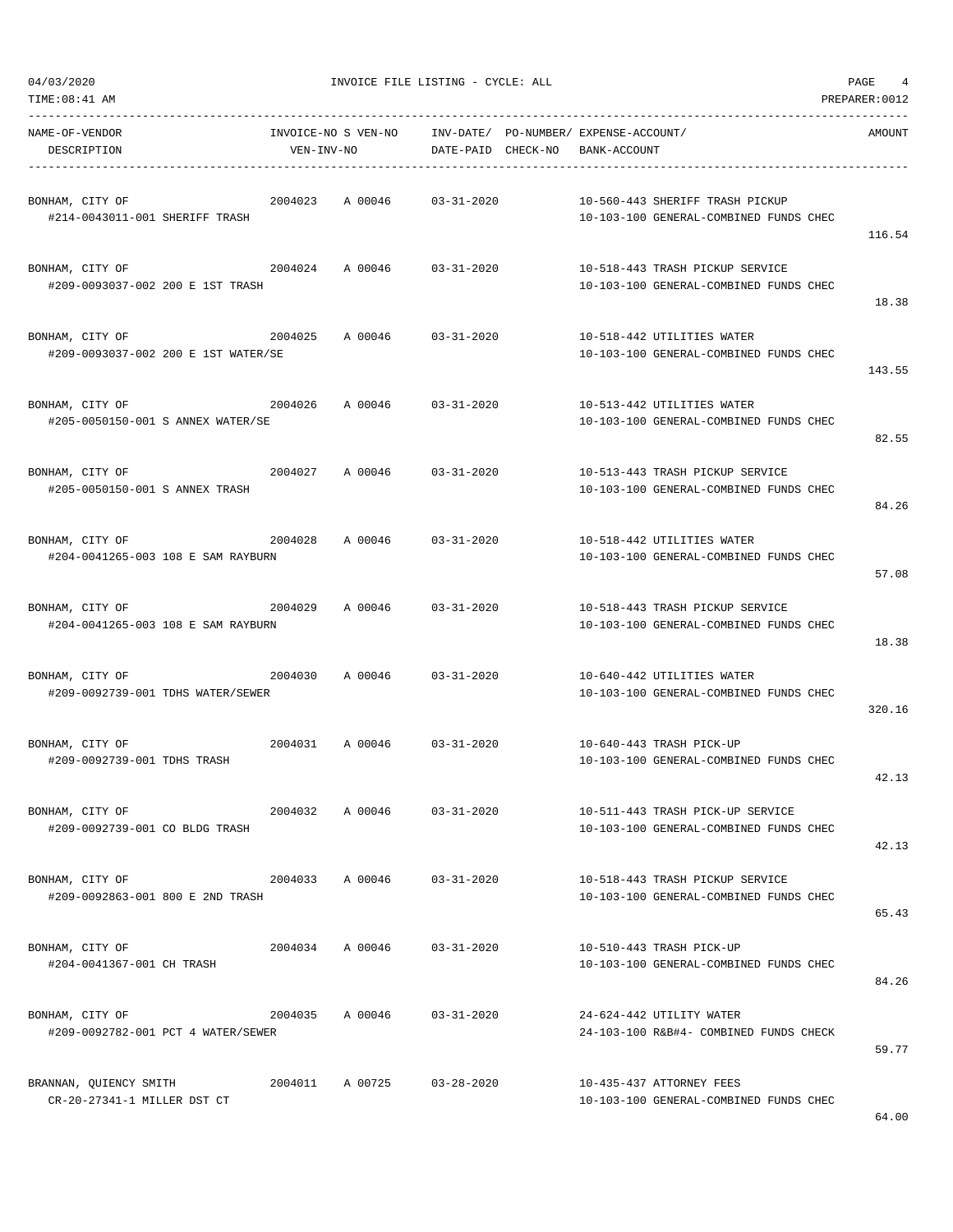04/03/2020 INVOICE FILE LISTING - CYCLE: ALL

TIME:08:41 AM PREPARER:0012

| NAME-OF-VENDOR / DESCRIPTION | INVOICE-NO | S VEN-NO / VEN-INV-NO | INV-DATE/ DATE-PAID | PO-NUMBER/ CHECK-NO | EXPENSE-ACCOUNT/ BANK-ACCOUNT | AMOUNT |
|---|---|---|---|---|---|---|
| BONHAM, CITY OF<br>#214-0043011-001 SHERIFF TRASH | 2004023 | A 00046 | 03-31-2020 | | 10-560-443 SHERIFF TRASH PICKUP<br>10-103-100 GENERAL-COMBINED FUNDS CHEC | 116.54 |
| BONHAM, CITY OF<br>#209-0093037-002 200 E 1ST TRASH | 2004024 | A 00046 | 03-31-2020 | | 10-518-443 TRASH PICKUP SERVICE<br>10-103-100 GENERAL-COMBINED FUNDS CHEC | 18.38 |
| BONHAM, CITY OF<br>#209-0093037-002 200 E 1ST WATER/SE | 2004025 | A 00046 | 03-31-2020 | | 10-518-442 UTILITIES WATER<br>10-103-100 GENERAL-COMBINED FUNDS CHEC | 143.55 |
| BONHAM, CITY OF<br>#205-0050150-001 S ANNEX WATER/SE | 2004026 | A 00046 | 03-31-2020 | | 10-513-442 UTILITIES WATER<br>10-103-100 GENERAL-COMBINED FUNDS CHEC | 82.55 |
| BONHAM, CITY OF<br>#205-0050150-001 S ANNEX TRASH | 2004027 | A 00046 | 03-31-2020 | | 10-513-443 TRASH PICKUP SERVICE<br>10-103-100 GENERAL-COMBINED FUNDS CHEC | 84.26 |
| BONHAM, CITY OF<br>#204-0041265-003 108 E SAM RAYBURN | 2004028 | A 00046 | 03-31-2020 | | 10-518-442 UTILITIES WATER<br>10-103-100 GENERAL-COMBINED FUNDS CHEC | 57.08 |
| BONHAM, CITY OF<br>#204-0041265-003 108 E SAM RAYBURN | 2004029 | A 00046 | 03-31-2020 | | 10-518-443 TRASH PICKUP SERVICE<br>10-103-100 GENERAL-COMBINED FUNDS CHEC | 18.38 |
| BONHAM, CITY OF<br>#209-0092739-001 TDHS WATER/SEWER | 2004030 | A 00046 | 03-31-2020 | | 10-640-442 UTILITIES WATER<br>10-103-100 GENERAL-COMBINED FUNDS CHEC | 320.16 |
| BONHAM, CITY OF<br>#209-0092739-001 TDHS TRASH | 2004031 | A 00046 | 03-31-2020 | | 10-640-443 TRASH PICK-UP<br>10-103-100 GENERAL-COMBINED FUNDS CHEC | 42.13 |
| BONHAM, CITY OF<br>#209-0092739-001 CO BLDG TRASH | 2004032 | A 00046 | 03-31-2020 | | 10-511-443 TRASH PICK-UP SERVICE<br>10-103-100 GENERAL-COMBINED FUNDS CHEC | 42.13 |
| BONHAM, CITY OF<br>#209-0092863-001 800 E 2ND TRASH | 2004033 | A 00046 | 03-31-2020 | | 10-518-443 TRASH PICKUP SERVICE<br>10-103-100 GENERAL-COMBINED FUNDS CHEC | 65.43 |
| BONHAM, CITY OF<br>#204-0041367-001 CH TRASH | 2004034 | A 00046 | 03-31-2020 | | 10-510-443 TRASH PICK-UP<br>10-103-100 GENERAL-COMBINED FUNDS CHEC | 84.26 |
| BONHAM, CITY OF<br>#209-0092782-001 PCT 4 WATER/SEWER | 2004035 | A 00046 | 03-31-2020 | | 24-624-442 UTILITY WATER<br>24-103-100 R&B#4- COMBINED FUNDS CHECK | 59.77 |
| BRANNAN, QUIENCY SMITH<br>CR-20-27341-1 MILLER DST CT | 2004011 | A 00725 | 03-28-2020 | | 10-435-437 ATTORNEY FEES<br>10-103-100 GENERAL-COMBINED FUNDS CHEC | 64.00 |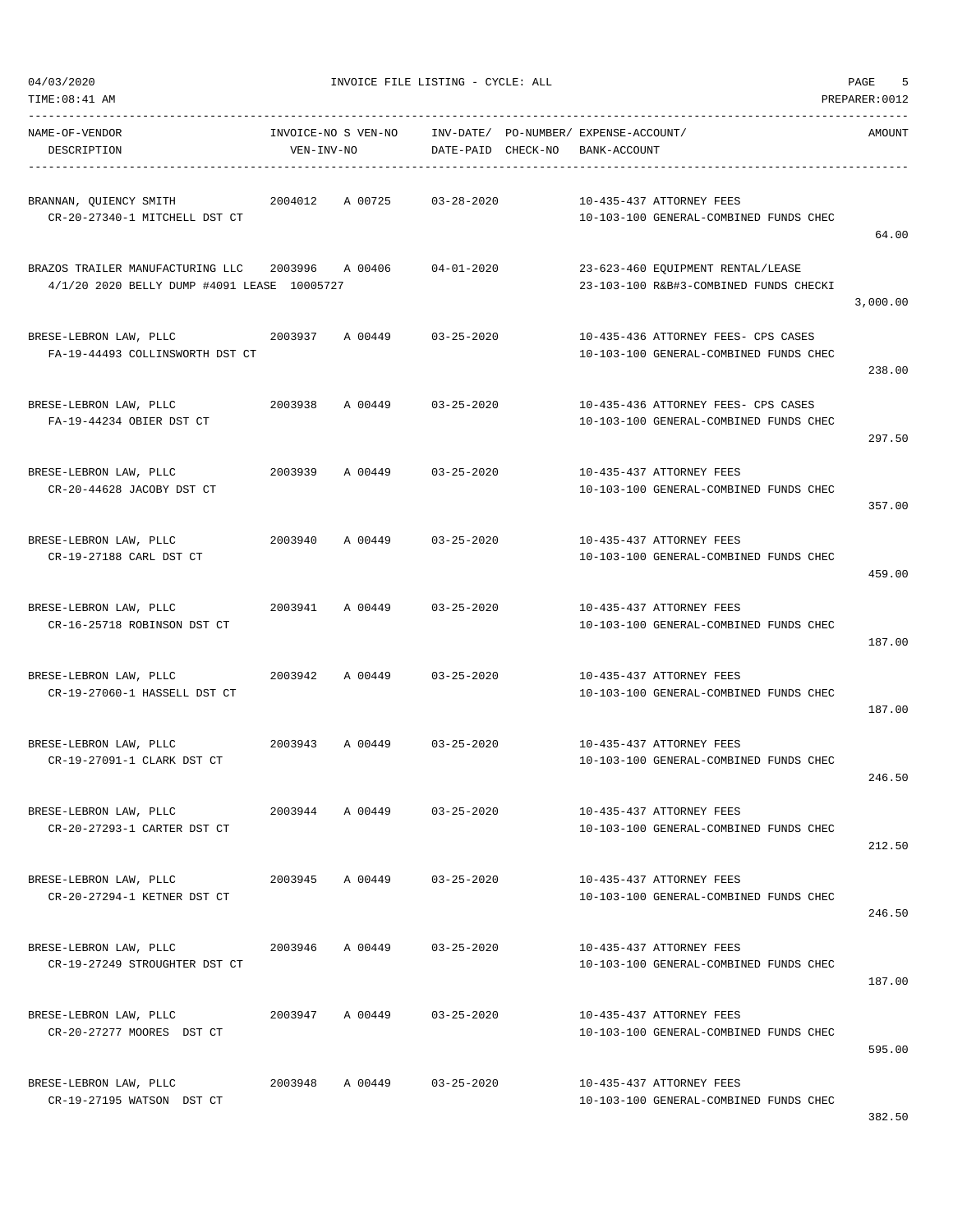INVOICE FILE LISTING - CYCLE: ALL

| NAME-OF-VENDOR / DESCRIPTION | INVOICE-NO | S VEN-NO / VEN-INV-NO | INV-DATE/ DATE-PAID | PO-NUMBER/ CHECK-NO | EXPENSE-ACCOUNT/ BANK-ACCOUNT | AMOUNT |
|---|---|---|---|---|---|---|
| BRANNAN, QUIENCY SMITH<br>CR-20-27340-1 MITCHELL DST CT | 2004012 | A 00725 | 03-28-2020 | | 10-435-437 ATTORNEY FEES<br>10-103-100 GENERAL-COMBINED FUNDS CHEC | 64.00 |
| BRAZOS TRAILER MANUFACTURING LLC<br>4/1/20 2020 BELLY DUMP #4091 LEASE | 2003996 | A 00406<br>10005727 | 04-01-2020 | | 23-623-460 EQUIPMENT RENTAL/LEASE<br>23-103-100 R&B#3-COMBINED FUNDS CHECKI | 3,000.00 |
| BRESE-LEBRON LAW, PLLC<br>FA-19-44493 COLLINSWORTH DST CT | 2003937 | A 00449 | 03-25-2020 | | 10-435-436 ATTORNEY FEES- CPS CASES<br>10-103-100 GENERAL-COMBINED FUNDS CHEC | 238.00 |
| BRESE-LEBRON LAW, PLLC<br>FA-19-44234 OBIER DST CT | 2003938 | A 00449 | 03-25-2020 | | 10-435-436 ATTORNEY FEES- CPS CASES<br>10-103-100 GENERAL-COMBINED FUNDS CHEC | 297.50 |
| BRESE-LEBRON LAW, PLLC<br>CR-20-44628 JACOBY DST CT | 2003939 | A 00449 | 03-25-2020 | | 10-435-437 ATTORNEY FEES<br>10-103-100 GENERAL-COMBINED FUNDS CHEC | 357.00 |
| BRESE-LEBRON LAW, PLLC<br>CR-19-27188 CARL DST CT | 2003940 | A 00449 | 03-25-2020 | | 10-435-437 ATTORNEY FEES<br>10-103-100 GENERAL-COMBINED FUNDS CHEC | 459.00 |
| BRESE-LEBRON LAW, PLLC<br>CR-16-25718 ROBINSON DST CT | 2003941 | A 00449 | 03-25-2020 | | 10-435-437 ATTORNEY FEES<br>10-103-100 GENERAL-COMBINED FUNDS CHEC | 187.00 |
| BRESE-LEBRON LAW, PLLC<br>CR-19-27060-1 HASSELL DST CT | 2003942 | A 00449 | 03-25-2020 | | 10-435-437 ATTORNEY FEES<br>10-103-100 GENERAL-COMBINED FUNDS CHEC | 187.00 |
| BRESE-LEBRON LAW, PLLC<br>CR-19-27091-1 CLARK DST CT | 2003943 | A 00449 | 03-25-2020 | | 10-435-437 ATTORNEY FEES<br>10-103-100 GENERAL-COMBINED FUNDS CHEC | 246.50 |
| BRESE-LEBRON LAW, PLLC<br>CR-20-27293-1 CARTER DST CT | 2003944 | A 00449 | 03-25-2020 | | 10-435-437 ATTORNEY FEES<br>10-103-100 GENERAL-COMBINED FUNDS CHEC | 212.50 |
| BRESE-LEBRON LAW, PLLC<br>CR-20-27294-1 KETNER DST CT | 2003945 | A 00449 | 03-25-2020 | | 10-435-437 ATTORNEY FEES<br>10-103-100 GENERAL-COMBINED FUNDS CHEC | 246.50 |
| BRESE-LEBRON LAW, PLLC<br>CR-19-27249 STROUGHTER DST CT | 2003946 | A 00449 | 03-25-2020 | | 10-435-437 ATTORNEY FEES<br>10-103-100 GENERAL-COMBINED FUNDS CHEC | 187.00 |
| BRESE-LEBRON LAW, PLLC<br>CR-20-27277 MOORES DST CT | 2003947 | A 00449 | 03-25-2020 | | 10-435-437 ATTORNEY FEES<br>10-103-100 GENERAL-COMBINED FUNDS CHEC | 595.00 |
| BRESE-LEBRON LAW, PLLC<br>CR-19-27195 WATSON DST CT | 2003948 | A 00449 | 03-25-2020 | | 10-435-437 ATTORNEY FEES<br>10-103-100 GENERAL-COMBINED FUNDS CHEC | 382.50 |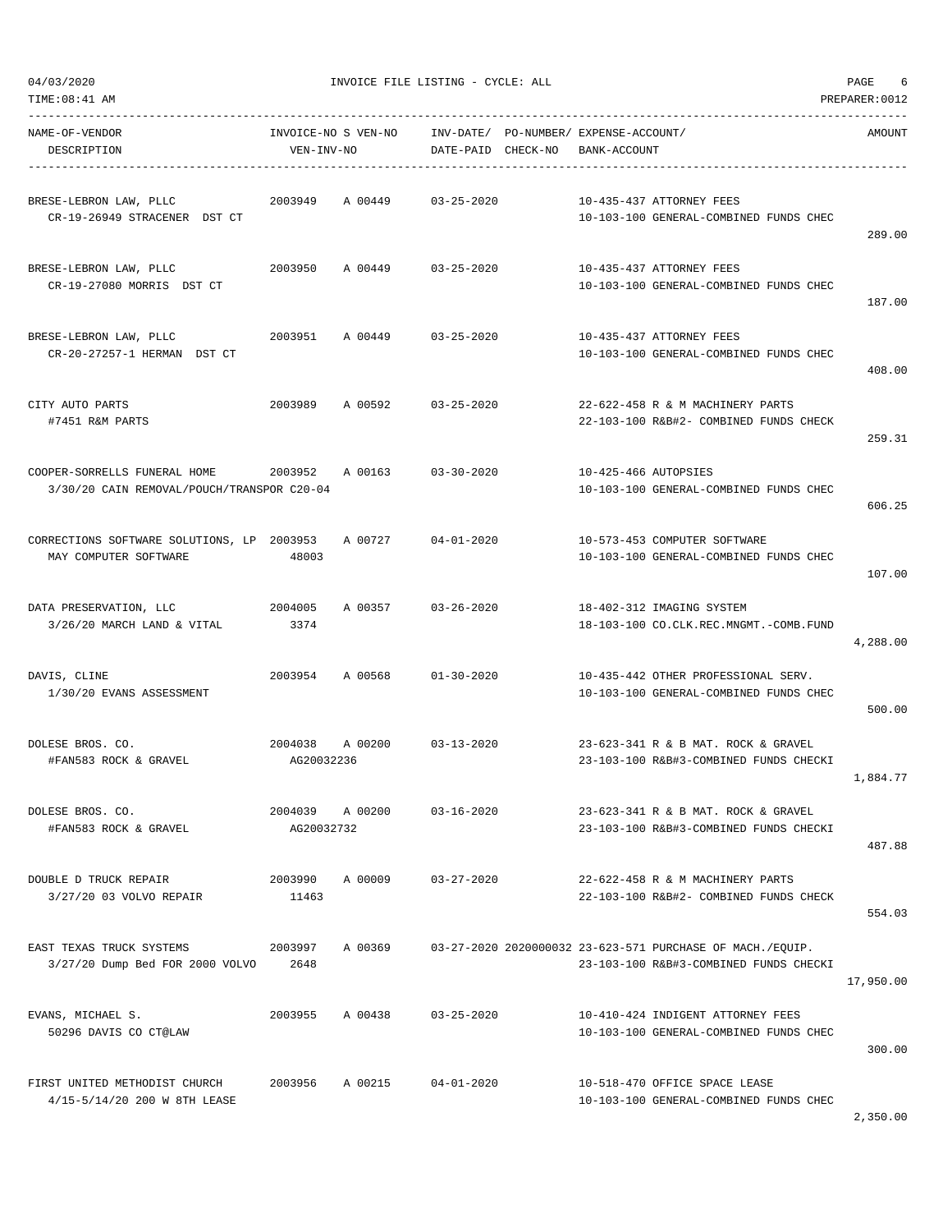04/03/2020 INVOICE FILE LISTING - CYCLE: ALL PAGE 6

TIME:08:41 AM PREPARER:0012

| NAME-OF-VENDOR / DESCRIPTION | INVOICE-NO S VEN-NO / VEN-INV-NO | INV-DATE/ DATE-PAID | PO-NUMBER/ CHECK-NO | EXPENSE-ACCOUNT/ BANK-ACCOUNT | AMOUNT |
|---|---|---|---|---|---|
| BRESE-LEBRON LAW, PLLC<br>CR-19-26949 STRACENER DST CT | 2003949 A 00449 | 03-25-2020 | | 10-435-437 ATTORNEY FEES<br>10-103-100 GENERAL-COMBINED FUNDS CHEC | 289.00 |
| BRESE-LEBRON LAW, PLLC<br>CR-19-27080 MORRIS DST CT | 2003950 A 00449 | 03-25-2020 | | 10-435-437 ATTORNEY FEES<br>10-103-100 GENERAL-COMBINED FUNDS CHEC | 187.00 |
| BRESE-LEBRON LAW, PLLC<br>CR-20-27257-1 HERMAN DST CT | 2003951 A 00449 | 03-25-2020 | | 10-435-437 ATTORNEY FEES<br>10-103-100 GENERAL-COMBINED FUNDS CHEC | 408.00 |
| CITY AUTO PARTS<br>#7451 R&M PARTS | 2003989 A 00592 | 03-25-2020 | | 22-622-458 R & M MACHINERY PARTS<br>22-103-100 R&B#2- COMBINED FUNDS CHECK | 259.31 |
| COOPER-SORRELLS FUNERAL HOME<br>3/30/20 CAIN REMOVAL/POUCH/TRANSPOR C20-04 | 2003952 A 00163 | 03-30-2020 | | 10-425-466 AUTOPSIES<br>10-103-100 GENERAL-COMBINED FUNDS CHEC | 606.25 |
| CORRECTIONS SOFTWARE SOLUTIONS, LP<br>MAY COMPUTER SOFTWARE | 2003953 A 00727<br>48003 | 04-01-2020 | | 10-573-453 COMPUTER SOFTWARE<br>10-103-100 GENERAL-COMBINED FUNDS CHEC | 107.00 |
| DATA PRESERVATION, LLC<br>3/26/20 MARCH LAND & VITAL | 2004005 A 00357<br>3374 | 03-26-2020 | | 18-402-312 IMAGING SYSTEM<br>18-103-100 CO.CLK.REC.MNGMT.-COMB.FUND | 4,288.00 |
| DAVIS, CLINE<br>1/30/20 EVANS ASSESSMENT | 2003954 A 00568 | 01-30-2020 | | 10-435-442 OTHER PROFESSIONAL SERV.<br>10-103-100 GENERAL-COMBINED FUNDS CHEC | 500.00 |
| DOLESE BROS. CO.<br>#FAN583 ROCK & GRAVEL | 2004038 A 00200<br>AG20032236 | 03-13-2020 | | 23-623-341 R & B MAT. ROCK & GRAVEL<br>23-103-100 R&B#3-COMBINED FUNDS CHECKI | 1,884.77 |
| DOLESE BROS. CO.<br>#FAN583 ROCK & GRAVEL | 2004039 A 00200<br>AG20032732 | 03-16-2020 | | 23-623-341 R & B MAT. ROCK & GRAVEL<br>23-103-100 R&B#3-COMBINED FUNDS CHECKI | 487.88 |
| DOUBLE D TRUCK REPAIR<br>3/27/20 03 VOLVO REPAIR | 2003990 A 00009<br>11463 | 03-27-2020 | | 22-622-458 R & M MACHINERY PARTS<br>22-103-100 R&B#2- COMBINED FUNDS CHECK | 554.03 |
| EAST TEXAS TRUCK SYSTEMS<br>3/27/20 Dump Bed FOR 2000 VOLVO | 2003997 A 00369<br>2648 | 03-27-2020 | 2020000032 | 23-623-571 PURCHASE OF MACH./EQUIP.<br>23-103-100 R&B#3-COMBINED FUNDS CHECKI | 17,950.00 |
| EVANS, MICHAEL S.<br>50296 DAVIS CO CT@LAW | 2003955 A 00438 | 03-25-2020 | | 10-410-424 INDIGENT ATTORNEY FEES<br>10-103-100 GENERAL-COMBINED FUNDS CHEC | 300.00 |
| FIRST UNITED METHODIST CHURCH<br>4/15-5/14/20 200 W 8TH LEASE | 2003956 A 00215 | 04-01-2020 | | 10-518-470 OFFICE SPACE LEASE<br>10-103-100 GENERAL-COMBINED FUNDS CHEC | 2,350.00 |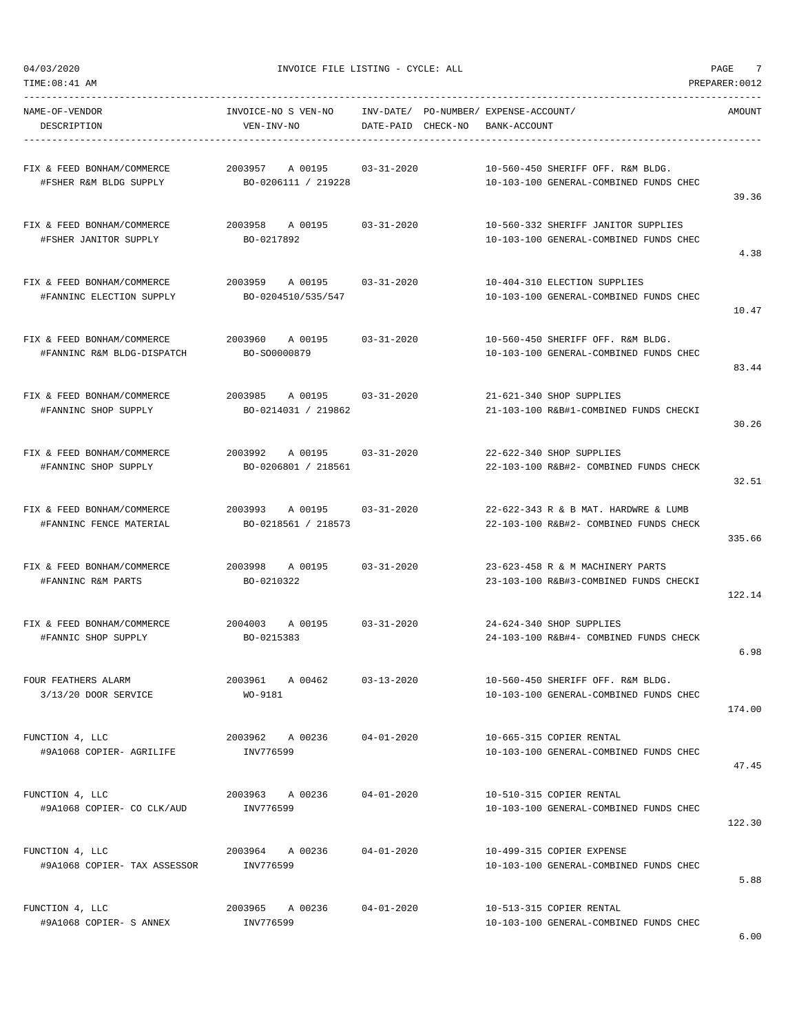04/03/2020 INVOICE FILE LISTING - CYCLE: ALL

TIME:08:41 AM PREPARER:0012

| NAME-OF-VENDOR / DESCRIPTION | INVOICE-NO S VEN-NO / VEN-INV-NO | INV-DATE/ DATE-PAID | PO-NUMBER/ CHECK-NO | EXPENSE-ACCOUNT/ BANK-ACCOUNT | AMOUNT |
|---|---|---|---|---|---|
| FIX & FEED BONHAM/COMMERCE<br>#FSHER R&M BLDG SUPPLY | 2003957 A 00195<br>BO-0206111 / 219228 | 03-31-2020 | | 10-560-450 SHERIFF OFF. R&M BLDG.<br>10-103-100 GENERAL-COMBINED FUNDS CHEC | 39.36 |
| FIX & FEED BONHAM/COMMERCE<br>#FSHER JANITOR SUPPLY | 2003958 A 00195<br>BO-0217892 | 03-31-2020 | | 10-560-332 SHERIFF JANITOR SUPPLIES<br>10-103-100 GENERAL-COMBINED FUNDS CHEC | 4.38 |
| FIX & FEED BONHAM/COMMERCE<br>#FANNINC ELECTION SUPPLY | 2003959 A 00195<br>BO-0204510/535/547 | 03-31-2020 | | 10-404-310 ELECTION SUPPLIES<br>10-103-100 GENERAL-COMBINED FUNDS CHEC | 10.47 |
| FIX & FEED BONHAM/COMMERCE<br>#FANNINC R&M BLDG-DISPATCH | 2003960 A 00195<br>BO-SO0000879 | 03-31-2020 | | 10-560-450 SHERIFF OFF. R&M BLDG.<br>10-103-100 GENERAL-COMBINED FUNDS CHEC | 83.44 |
| FIX & FEED BONHAM/COMMERCE<br>#FANNINC SHOP SUPPLY | 2003985 A 00195<br>BO-0214031 / 219862 | 03-31-2020 | | 21-621-340 SHOP SUPPLIES<br>21-103-100 R&B#1-COMBINED FUNDS CHECKI | 30.26 |
| FIX & FEED BONHAM/COMMERCE<br>#FANNINC SHOP SUPPLY | 2003992 A 00195<br>BO-0206801 / 218561 | 03-31-2020 | | 22-622-340 SHOP SUPPLIES<br>22-103-100 R&B#2- COMBINED FUNDS CHECK | 32.51 |
| FIX & FEED BONHAM/COMMERCE<br>#FANNINC FENCE MATERIAL | 2003993 A 00195<br>BO-0218561 / 218573 | 03-31-2020 | | 22-622-343 R & B MAT. HARDWRE & LUMB<br>22-103-100 R&B#2- COMBINED FUNDS CHECK | 335.66 |
| FIX & FEED BONHAM/COMMERCE<br>#FANNINC R&M PARTS | 2003998 A 00195<br>BO-0210322 | 03-31-2020 | | 23-623-458 R & M MACHINERY PARTS<br>23-103-100 R&B#3-COMBINED FUNDS CHECKI | 122.14 |
| FIX & FEED BONHAM/COMMERCE<br>#FANNIC SHOP SUPPLY | 2004003 A 00195<br>BO-0215383 | 03-31-2020 | | 24-624-340 SHOP SUPPLIES<br>24-103-100 R&B#4- COMBINED FUNDS CHECK | 6.98 |
| FOUR FEATHERS ALARM<br>3/13/20 DOOR SERVICE | 2003961 A 00462<br>WO-9181 | 03-13-2020 | | 10-560-450 SHERIFF OFF. R&M BLDG.<br>10-103-100 GENERAL-COMBINED FUNDS CHEC | 174.00 |
| FUNCTION 4, LLC<br>#9A1068 COPIER- AGRILIFE | 2003962 A 00236<br>INV776599 | 04-01-2020 | | 10-665-315 COPIER RENTAL<br>10-103-100 GENERAL-COMBINED FUNDS CHEC | 47.45 |
| FUNCTION 4, LLC<br>#9A1068 COPIER- CO CLK/AUD | 2003963 A 00236<br>INV776599 | 04-01-2020 | | 10-510-315 COPIER RENTAL<br>10-103-100 GENERAL-COMBINED FUNDS CHEC | 122.30 |
| FUNCTION 4, LLC<br>#9A1068 COPIER- TAX ASSESSOR | 2003964 A 00236<br>INV776599 | 04-01-2020 | | 10-499-315 COPIER EXPENSE<br>10-103-100 GENERAL-COMBINED FUNDS CHEC | 5.88 |
| FUNCTION 4, LLC<br>#9A1068 COPIER- S ANNEX | 2003965 A 00236<br>INV776599 | 04-01-2020 | | 10-513-315 COPIER RENTAL<br>10-103-100 GENERAL-COMBINED FUNDS CHEC | 6.00 |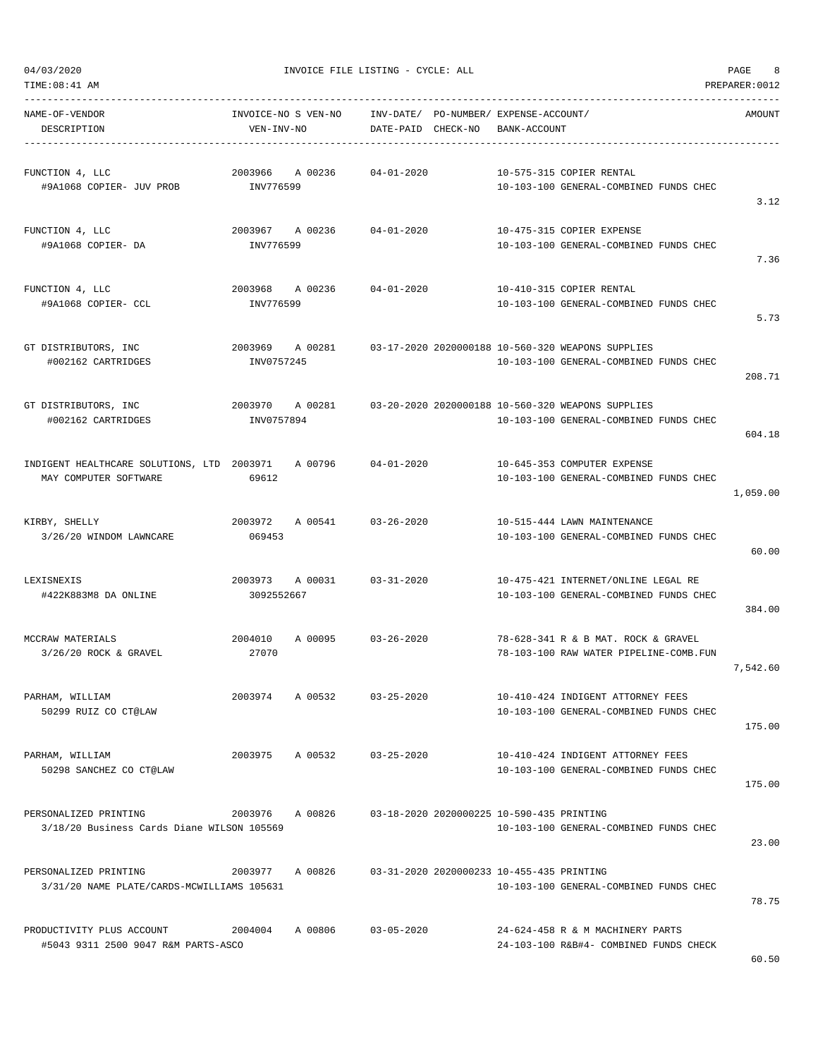04/03/2020 INVOICE FILE LISTING - CYCLE: ALL

TIME:08:41 AM PREPARER:0012

| NAME-OF-VENDOR / DESCRIPTION | INVOICE-NO / VEN-INV-NO | S | VEN-NO | INV-DATE/ DATE-PAID | PO-NUMBER/ CHECK-NO | EXPENSE-ACCOUNT/ BANK-ACCOUNT | AMOUNT |
|---|---|---|---|---|---|---|---|
| FUNCTION 4, LLC<br>#9A1068 COPIER- JUV PROB | 2003966<br>INV776599 | A | 00236 | 04-01-2020 | | 10-575-315 COPIER RENTAL<br>10-103-100 GENERAL-COMBINED FUNDS CHEC | 3.12 |
| FUNCTION 4, LLC<br>#9A1068 COPIER- DA | 2003967<br>INV776599 | A | 00236 | 04-01-2020 | | 10-475-315 COPIER EXPENSE<br>10-103-100 GENERAL-COMBINED FUNDS CHEC | 7.36 |
| FUNCTION 4, LLC<br>#9A1068 COPIER- CCL | 2003968<br>INV776599 | A | 00236 | 04-01-2020 | | 10-410-315 COPIER RENTAL<br>10-103-100 GENERAL-COMBINED FUNDS CHEC | 5.73 |
| GT DISTRIBUTORS, INC<br>#002162 CARTRIDGES | 2003969<br>INV0757245 | A | 00281 | 03-17-2020 | 2020000188 | 10-560-320 WEAPONS SUPPLIES<br>10-103-100 GENERAL-COMBINED FUNDS CHEC | 208.71 |
| GT DISTRIBUTORS, INC<br>#002162 CARTRIDGES | 2003970<br>INV0757894 | A | 00281 | 03-20-2020 | 2020000188 | 10-560-320 WEAPONS SUPPLIES<br>10-103-100 GENERAL-COMBINED FUNDS CHEC | 604.18 |
| INDIGENT HEALTHCARE SOLUTIONS, LTD<br>MAY COMPUTER SOFTWARE | 2003971<br>69612 | A | 00796 | 04-01-2020 | | 10-645-353 COMPUTER EXPENSE<br>10-103-100 GENERAL-COMBINED FUNDS CHEC | 1,059.00 |
| KIRBY, SHELLY<br>3/26/20 WINDOM LAWNCARE | 2003972<br>069453 | A | 00541 | 03-26-2020 | | 10-515-444 LAWN MAINTENANCE<br>10-103-100 GENERAL-COMBINED FUNDS CHEC | 60.00 |
| LEXISNEXIS<br>#422K883M8 DA ONLINE | 2003973<br>3092552667 | A | 00031 | 03-31-2020 | | 10-475-421 INTERNET/ONLINE LEGAL RE<br>10-103-100 GENERAL-COMBINED FUNDS CHEC | 384.00 |
| MCCRAW MATERIALS<br>3/26/20 ROCK & GRAVEL | 2004010<br>27070 | A | 00095 | 03-26-2020 | | 78-628-341 R & B MAT. ROCK & GRAVEL<br>78-103-100 RAW WATER PIPELINE-COMB.FUN | 7,542.60 |
| PARHAM, WILLIAM<br>50299 RUIZ CO CT@LAW | 2003974 | A | 00532 | 03-25-2020 | | 10-410-424 INDIGENT ATTORNEY FEES<br>10-103-100 GENERAL-COMBINED FUNDS CHEC | 175.00 |
| PARHAM, WILLIAM<br>50298 SANCHEZ CO CT@LAW | 2003975 | A | 00532 | 03-25-2020 | | 10-410-424 INDIGENT ATTORNEY FEES<br>10-103-100 GENERAL-COMBINED FUNDS CHEC | 175.00 |
| PERSONALIZED PRINTING<br>3/18/20 Business Cards Diane WILSON | 2003976<br>105569 | A | 00826 | 03-18-2020 | 2020000225 | 10-590-435 PRINTING<br>10-103-100 GENERAL-COMBINED FUNDS CHEC | 23.00 |
| PERSONALIZED PRINTING<br>3/31/20 NAME PLATE/CARDS-MCWILLIAMS | 2003977<br>105631 | A | 00826 | 03-31-2020 | 2020000233 | 10-455-435 PRINTING<br>10-103-100 GENERAL-COMBINED FUNDS CHEC | 78.75 |
| PRODUCTIVITY PLUS ACCOUNT<br>#5043 9311 2500 9047 R&M PARTS-ASCO | 2004004 | A | 00806 | 03-05-2020 | | 24-624-458 R & M MACHINERY PARTS<br>24-103-100 R&B#4- COMBINED FUNDS CHECK | 60.50 |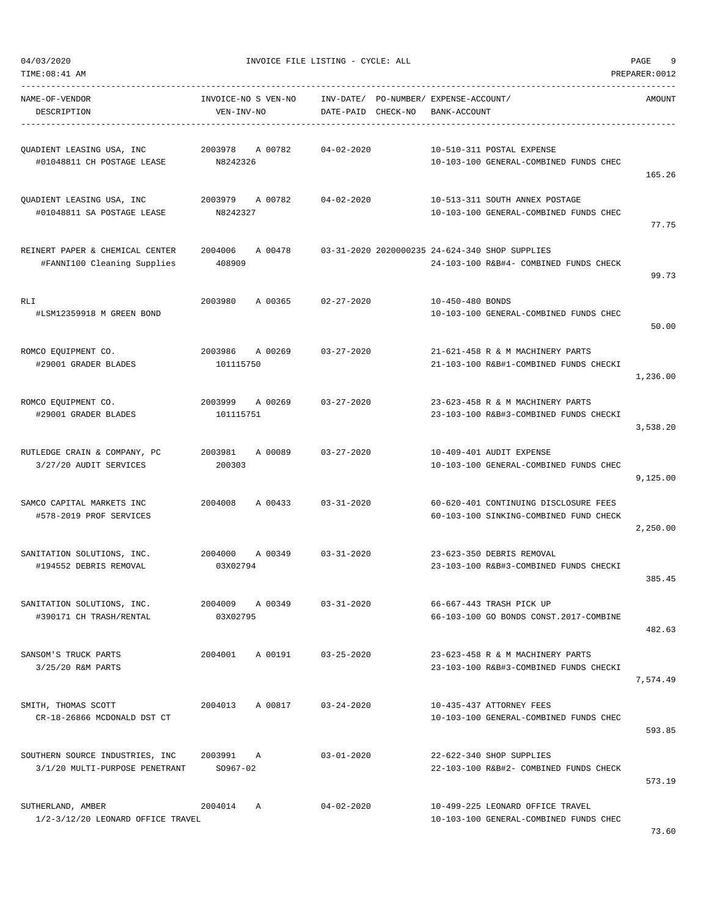04/03/2020 INVOICE FILE LISTING - CYCLE: ALL

TIME:08:41 AM PREPARER:0012

| NAME-OF-VENDOR / DESCRIPTION | INVOICE-NO S VEN-NO / VEN-INV-NO | INV-DATE/ DATE-PAID | PO-NUMBER/ CHECK-NO | EXPENSE-ACCOUNT/ BANK-ACCOUNT | AMOUNT |
|---|---|---|---|---|---|
| QUADIENT LEASING USA, INC / #01048811 CH POSTAGE LEASE | 2003978 A 00782 / N8242326 | 04-02-2020 | | 10-510-311 POSTAL EXPENSE / 10-103-100 GENERAL-COMBINED FUNDS CHEC | 165.26 |
| QUADIENT LEASING USA, INC / #01048811 SA POSTAGE LEASE | 2003979 A 00782 / N8242327 | 04-02-2020 | | 10-513-311 SOUTH ANNEX POSTAGE / 10-103-100 GENERAL-COMBINED FUNDS CHEC | 77.75 |
| REINERT PAPER & CHEMICAL CENTER / #FANNI100 Cleaning Supplies | 2004006 A 00478 / 408909 | 03-31-2020 | 2020000235 | 24-624-340 SHOP SUPPLIES / 24-103-100 R&B#4- COMBINED FUNDS CHECK | 99.73 |
| RLI / #LSM12359918 M GREEN BOND | 2003980 A 00365 | 02-27-2020 | | 10-450-480 BONDS / 10-103-100 GENERAL-COMBINED FUNDS CHEC | 50.00 |
| ROMCO EQUIPMENT CO. / #29001 GRADER BLADES | 2003986 A 00269 / 101115750 | 03-27-2020 | | 21-621-458 R & M MACHINERY PARTS / 21-103-100 R&B#1-COMBINED FUNDS CHECKI | 1,236.00 |
| ROMCO EQUIPMENT CO. / #29001 GRADER BLADES | 2003999 A 00269 / 101115751 | 03-27-2020 | | 23-623-458 R & M MACHINERY PARTS / 23-103-100 R&B#3-COMBINED FUNDS CHECKI | 3,538.20 |
| RUTLEDGE CRAIN & COMPANY, PC / 3/27/20 AUDIT SERVICES | 2003981 A 00089 / 200303 | 03-27-2020 | | 10-409-401 AUDIT EXPENSE / 10-103-100 GENERAL-COMBINED FUNDS CHEC | 9,125.00 |
| SAMCO CAPITAL MARKETS INC / #578-2019 PROF SERVICES | 2004008 A 00433 | 03-31-2020 | | 60-620-401 CONTINUING DISCLOSURE FEES / 60-103-100 SINKING-COMBINED FUND CHECK | 2,250.00 |
| SANITATION SOLUTIONS, INC. / #194552 DEBRIS REMOVAL | 2004000 A 00349 / 03X02794 | 03-31-2020 | | 23-623-350 DEBRIS REMOVAL / 23-103-100 R&B#3-COMBINED FUNDS CHECKI | 385.45 |
| SANITATION SOLUTIONS, INC. / #390171 CH TRASH/RENTAL | 2004009 A 00349 / 03X02795 | 03-31-2020 | | 66-667-443 TRASH PICK UP / 66-103-100 GO BONDS CONST.2017-COMBINE | 482.63 |
| SANSOM'S TRUCK PARTS / 3/25/20 R&M PARTS | 2004001 A 00191 | 03-25-2020 | | 23-623-458 R & M MACHINERY PARTS / 23-103-100 R&B#3-COMBINED FUNDS CHECKI | 7,574.49 |
| SMITH, THOMAS SCOTT / CR-18-26866 MCDONALD DST CT | 2004013 A 00817 | 03-24-2020 | | 10-435-437 ATTORNEY FEES / 10-103-100 GENERAL-COMBINED FUNDS CHEC | 593.85 |
| SOUTHERN SOURCE INDUSTRIES, INC / 3/1/20 MULTI-PURPOSE PENETRANT | 2003991 A / SO967-02 | 03-01-2020 | | 22-622-340 SHOP SUPPLIES / 22-103-100 R&B#2- COMBINED FUNDS CHECK | 573.19 |
| SUTHERLAND, AMBER / 1/2-3/12/20 LEONARD OFFICE TRAVEL | 2004014 A | 04-02-2020 | | 10-499-225 LEONARD OFFICE TRAVEL / 10-103-100 GENERAL-COMBINED FUNDS CHEC | 73.60 |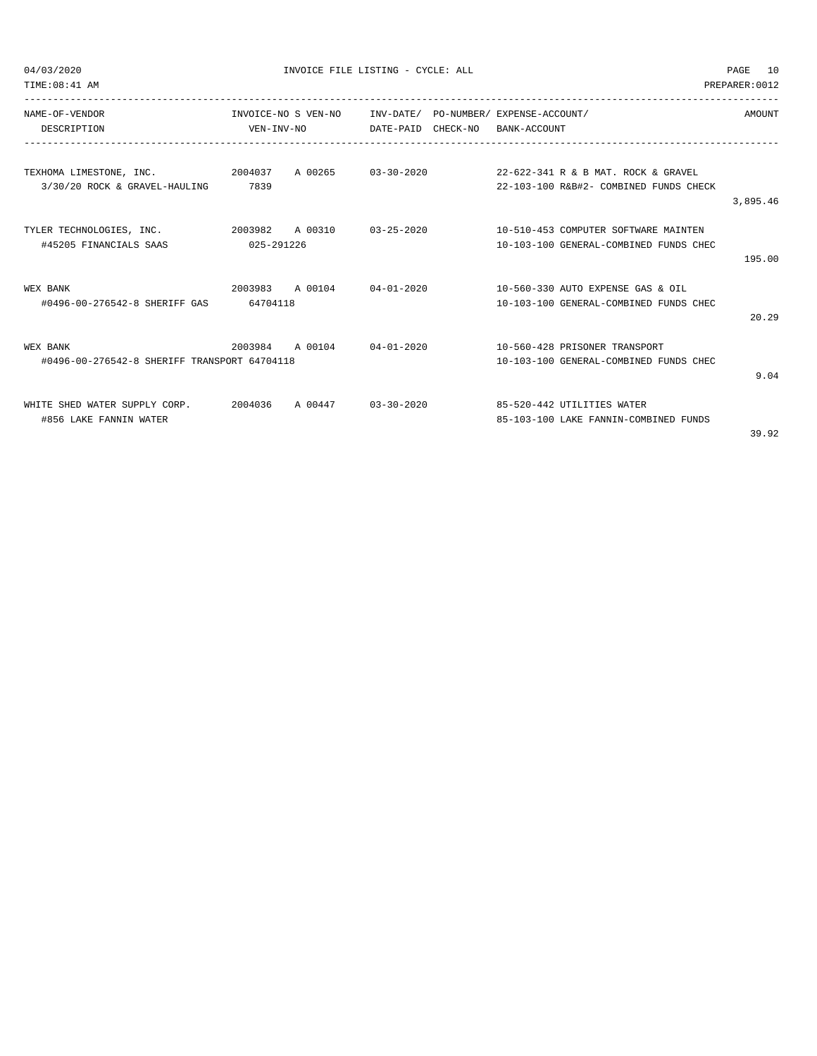04/03/2020 INVOICE FILE LISTING - CYCLE: ALL

TIME:08:41 AM PREPARER:0012

| NAME-OF-VENDOR / DESCRIPTION | INVOICE-NO / VEN-INV-NO | S | VEN-NO | INV-DATE/ DATE-PAID | PO-NUMBER/ CHECK-NO | EXPENSE-ACCOUNT/ BANK-ACCOUNT | AMOUNT |
|---|---|---|---|---|---|---|---|
| TEXHOMA LIMESTONE, INC. | 2004037 | A | 00265 | 03-30-2020 | | 22-622-341 R & B MAT. ROCK & GRAVEL | |
| 3/30/20 ROCK & GRAVEL-HAULING | 7839 | | | | | 22-103-100 R&B#2- COMBINED FUNDS CHECK | 3,895.46 |
| TYLER TECHNOLOGIES, INC. | 2003982 | A | 00310 | 03-25-2020 | | 10-510-453 COMPUTER SOFTWARE MAINTEN | |
| #45205 FINANCIALS SAAS | 025-291226 | | | | | 10-103-100 GENERAL-COMBINED FUNDS CHEC | 195.00 |
| WEX BANK | 2003983 | A | 00104 | 04-01-2020 | | 10-560-330 AUTO EXPENSE GAS & OIL | |
| #0496-00-276542-8 SHERIFF GAS | 64704118 | | | | | 10-103-100 GENERAL-COMBINED FUNDS CHEC | 20.29 |
| WEX BANK | 2003984 | A | 00104 | 04-01-2020 | | 10-560-428 PRISONER TRANSPORT | |
| #0496-00-276542-8 SHERIFF TRANSPORT | 64704118 | | | | | 10-103-100 GENERAL-COMBINED FUNDS CHEC | 9.04 |
| WHITE SHED WATER SUPPLY CORP. | 2004036 | A | 00447 | 03-30-2020 | | 85-520-442 UTILITIES WATER | |
| #856 LAKE FANNIN WATER | | | | | | 85-103-100 LAKE FANNIN-COMBINED FUNDS | 39.92 |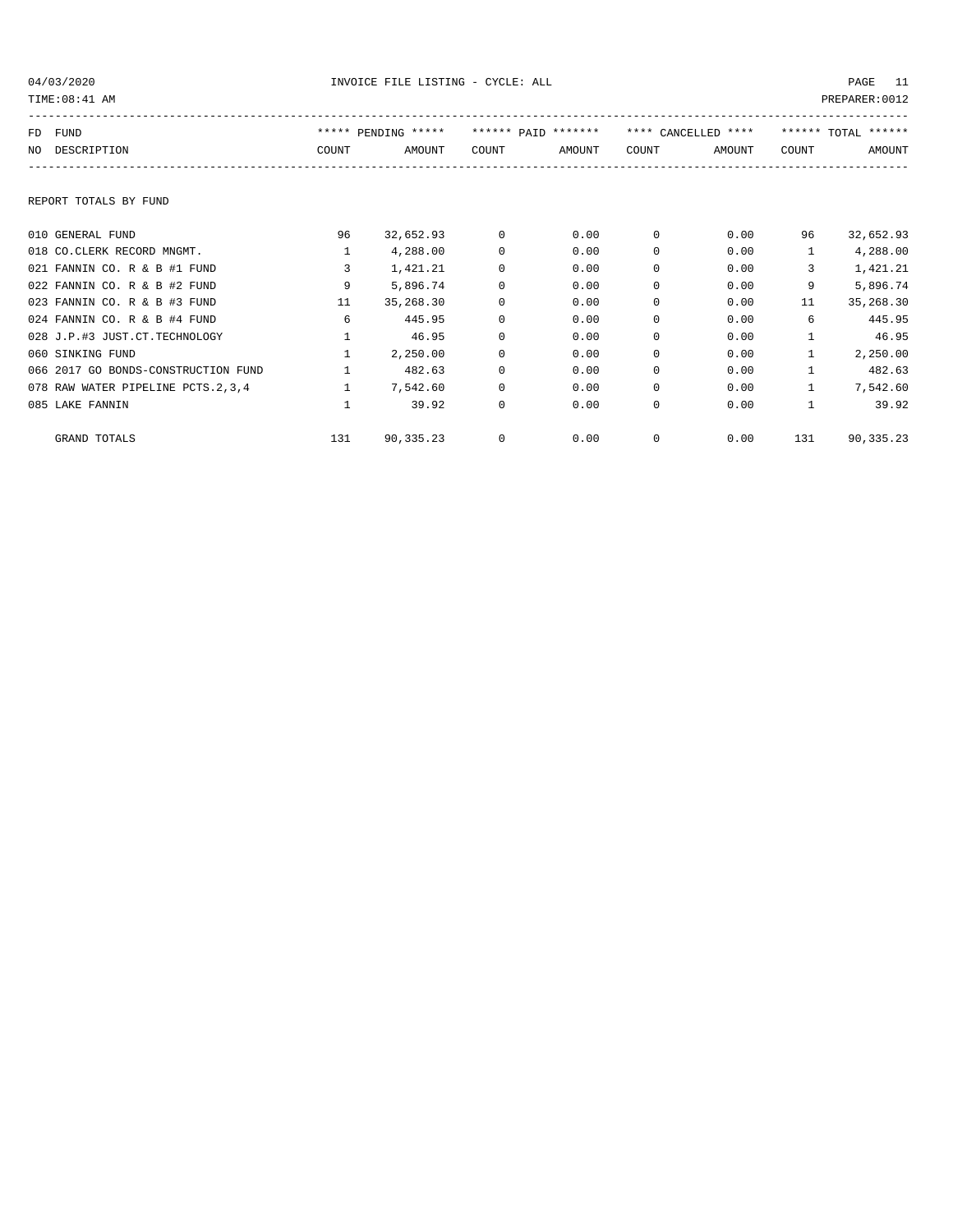INVOICE FILE LISTING - CYCLE: ALL

04/03/2020
TIME:08:41 AM
PREPARER:0012

| FD NO | FUND DESCRIPTION | ***** PENDING ***** COUNT | AMOUNT | ****** PAID ******* COUNT | AMOUNT | **** CANCELLED **** COUNT | AMOUNT | ****** TOTAL ****** COUNT | AMOUNT |
|---|---|---|---|---|---|---|---|---|---|
| | REPORT TOTALS BY FUND | | | | | | | | |
| 010 | GENERAL FUND | 96 | 32,652.93 | 0 | 0.00 | 0 | 0.00 | 96 | 32,652.93 |
| 018 | CO.CLERK RECORD MNGMT. | 1 | 4,288.00 | 0 | 0.00 | 0 | 0.00 | 1 | 4,288.00 |
| 021 | FANNIN CO. R & B #1 FUND | 3 | 1,421.21 | 0 | 0.00 | 0 | 0.00 | 3 | 1,421.21 |
| 022 | FANNIN CO. R & B #2 FUND | 9 | 5,896.74 | 0 | 0.00 | 0 | 0.00 | 9 | 5,896.74 |
| 023 | FANNIN CO. R & B #3 FUND | 11 | 35,268.30 | 0 | 0.00 | 0 | 0.00 | 11 | 35,268.30 |
| 024 | FANNIN CO. R & B #4 FUND | 6 | 445.95 | 0 | 0.00 | 0 | 0.00 | 6 | 445.95 |
| 028 | J.P.#3 JUST.CT.TECHNOLOGY | 1 | 46.95 | 0 | 0.00 | 0 | 0.00 | 1 | 46.95 |
| 060 | SINKING FUND | 1 | 2,250.00 | 0 | 0.00 | 0 | 0.00 | 1 | 2,250.00 |
| 066 | 2017 GO BONDS-CONSTRUCTION FUND | 1 | 482.63 | 0 | 0.00 | 0 | 0.00 | 1 | 482.63 |
| 078 | RAW WATER PIPELINE PCTS.2,3,4 | 1 | 7,542.60 | 0 | 0.00 | 0 | 0.00 | 1 | 7,542.60 |
| 085 | LAKE FANNIN | 1 | 39.92 | 0 | 0.00 | 0 | 0.00 | 1 | 39.92 |
| | GRAND TOTALS | 131 | 90,335.23 | 0 | 0.00 | 0 | 0.00 | 131 | 90,335.23 |